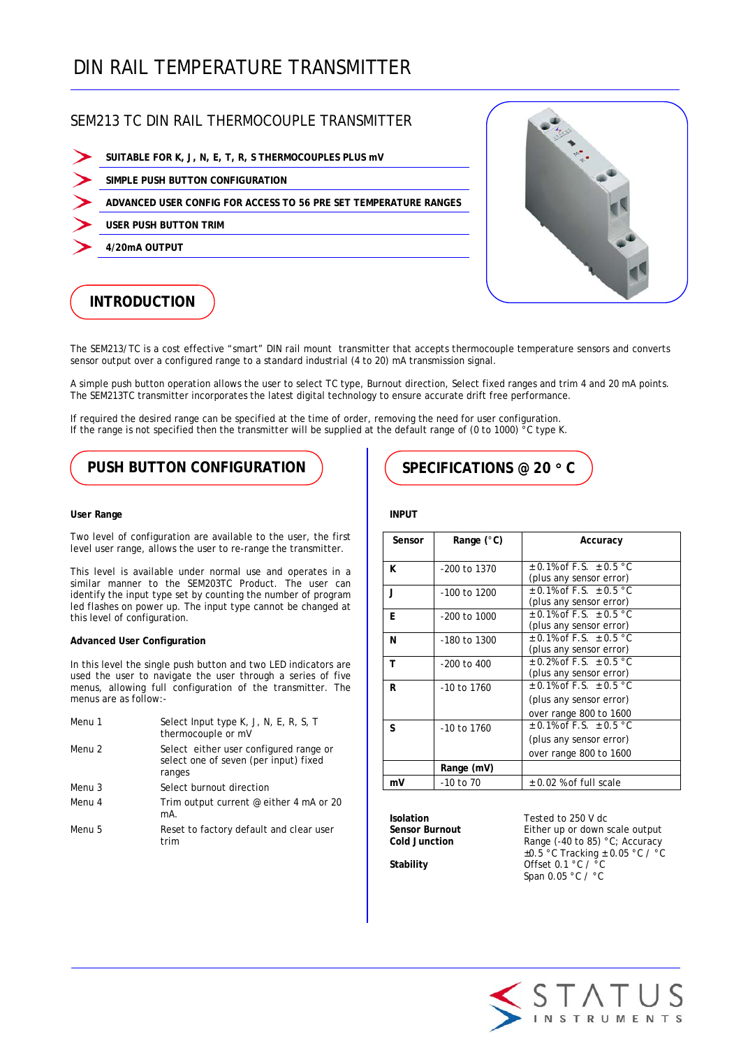# DIN RAIL TEMPERATURE TRANSMITTER

## SEM213 TC DIN RAIL THERMOCOUPLE TRANSMITTER

- **SUITABLE FOR K, J, N, E, T, R, S THERMOCOUPLES PLUS mV**
- **SIMPLE PUSH BUTTON CONFIGURATION**
- **ADVANCED USER CONFIG FOR ACCESS TO 56 PRE SET TEMPERATURE RANGES**
- **USER PUSH BUTTON TRIM**
- **4/20mA OUTPUT**

## INTRODUCTION

The SEM213/TC is a cost effective “smart” DIN rail mount transmitter that accepts thermocouple temperature sensors and converts sensor output over a configured range to a standard industrial (4 to 20) mA transmission signal.

A simple push button operation allows the user to select TC type, Burnout direction, Select fixed ranges and trim 4 and 20 mA points. The SEM213TC transmitter incorporates the latest digital technology to ensure accurate drift free performance.

If required the desired range can be specified at the time of order, removing the need for user configuration. If the range is not specified then the transmitter will be supplied at the default range of (0 to 1000) °C type K.

## PUSH BUTTON CONFIGURATION

**User Range**

Two level of configuration are available to the user, the first level user range, allows the user to re-range the transmitter.

This level is available under normal use and operates in a similar manner to the SEM203TC Product. The user can identify the input type set by counting the number of program led flashes on power up. The input type cannot be changed at this level of configuration.

**Advanced User Configuration**

In this level the single push button and two LED indicators are used the user to navigate the user through a series of five menus, allowing full configuration of the transmitter. The menus are as follow:-

| | |
|---|---|
| Menu 1 | Select Input type K, J, N, E, R, S, T thermocouple or mV |
| Menu 2 | Select either user configured range or select one of seven (per input) fixed ranges |
| Menu 3 | Select burnout direction |
| Menu 4 | Trim output current @ either 4 mA or 20 mA. |
| Menu 5 | Reset to factory default and clear user trim |

## SPECIFICATIONS @ 20 ° C

**INPUT**

| Sensor | Range (°C) | Accuracy |
|---|---|---|
| K | -200 to 1370 | ±0.1% of F.S. ±0.5 °C (plus any sensor error) |
| J | -100 to 1200 | ±0.1% of F.S. ±0.5 °C (plus any sensor error) |
| E | -200 to 1000 | ±0.1% of F.S. ±0.5 °C (plus any sensor error) |
| N | -180 to 1300 | ±0.1% of F.S. ±0.5 °C (plus any sensor error) |
| T | -200 to 400 | ±0.2% of F.S. ±0.5 °C (plus any sensor error) |
| R | -10 to 1760 | ±0.1% of F.S. ±0.5 °C (plus any sensor error) over range 800 to 1600 |
| S | -10 to 1760 | ±0.1% of F.S. ±0.5 °C (plus any sensor error) over range 800 to 1600 |
| | **Range (mV)** | |
| mV | -10 to 70 | ±0.02 % of full scale |

| | |
|---|---|
| **Isolation** | Tested to 250 V dc |
| **Sensor Burnout** | Either up or down scale output |
| **Cold Junction** | Range (-40 to 85) °C; Accuracy ±0.5 °C Tracking ±0.05 °C / °C |
| **Stability** | Offset 0.1 °C / °C<br>Span 0.05 °C / °C |

STATUS INSTRUMENTS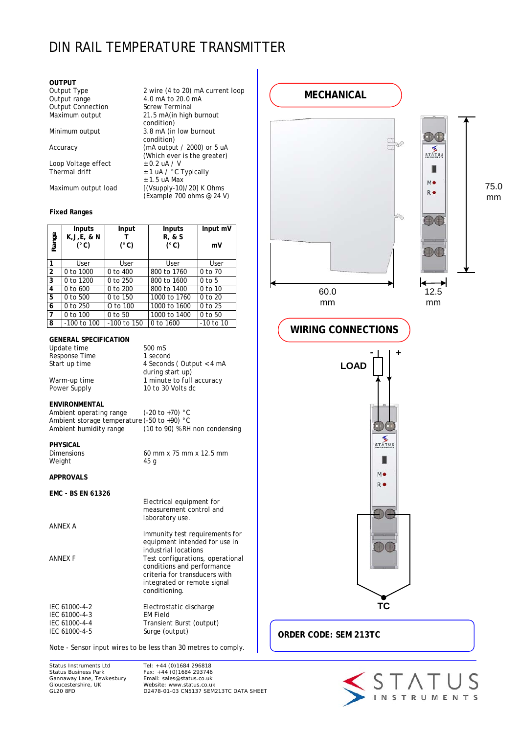# DIN RAIL TEMPERATURE TRANSMITTER

**OUTPUT**

| | |
|---|---|
| Output Type | 2 wire (4 to 20) mA current loop |
| Output range | 4.0 mA to 20.0 mA |
| Output Connection | Screw Terminal |
| Maximum output | 21.5 mA(in high burnout condition) |
| Minimum output | 3.8 mA (in low burnout condition) |
| Accuracy | (mA output / 2000) or 5 uA (Which ever is the greater) |
| Loop Voltage effect | ±0.2 uA / V |
| Thermal drift | ±1 uA / °C Typically ±1.5 uA Max |
| Maximum output load | [(Vsupply-10)/20] K Ohms (Example 700 ohms @ 24 V) |

**Fixed Ranges**

| Range | Inputs K,J,E, & N (°C) | Input T (°C) | Inputs R, & S (°C) | Input mV mV |
|---|---|---|---|---|
| 1 | User | User | User | User |
| 2 | 0 to 1000 | 0 to 400 | 800 to 1760 | 0 to 70 |
| 3 | 0 to 1200 | 0 to 250 | 800 to 1600 | 0 to 5 |
| 4 | 0 to 600 | 0 to 200 | 800 to 1400 | 0 to 10 |
| 5 | 0 to 500 | 0 to 150 | 1000 to 1760 | 0 to 20 |
| 6 | 0 to 250 | O to 100 | 1000 to 1600 | 0 to 25 |
| 7 | 0 to 100 | 0 to 50 | 1000 to 1400 | 0 to 50 |
| 8 | -100 to 100 | -100 to 150 | 0 to 1600 | -10 to 10 |

**GENERAL SPECIFICATION**

| | |
|---|---|
| Update time | 500 mS |
| Response Time | 1 second |
| Start up time | 4 Seconds ( Output < 4 mA during start up) |
| Warm-up time | 1 minute to full accuracy |
| Power Supply | 10 to 30 Volts dc |

**ENVIRONMENTAL**

| | |
|---|---|
| Ambient operating range | (-20 to +70) °C |
| Ambient storage temperature | (-50 to +90) °C |
| Ambient humidity range | (10 to 90) %RH non condensing |

**PHYSICAL**

| | |
|---|---|
| Dimensions | 60 mm x 75 mm x 12.5 mm |
| Weight | 45 g |

**APPROVALS**

**EMC - BS EN 61326**

| | |
|---|---|
| | Electrical equipment for measurement control and laboratory use. |
| ANNEX A | Immunity test requirements for equipment intended for use in industrial locations |
| ANNEX F | Test configurations, operational conditions and performance criteria for transducers with integrated or remote signal conditioning. |
| IEC 61000-4-2 | Electrostatic discharge |
| IEC 61000-4-3 | EM Field |
| IEC 61000-4-4 | Transient Burst (output) |
| IEC 61000-4-5 | Surge (output) |

Note - Sensor input wires to be less than 30 metres to comply.

## MECHANICAL

75.0 mm

60.0 mm

12.5 mm

## WIRING CONNECTIONS

LOAD

\-

\+

TC

**ORDER CODE: SEM 213TC**

Status Instruments Ltd
Status Business Park
Gannaway Lane, Tewkesbury
Gloucestershire, UK
GL20 8FD

Tel: +44 (0)1684 296818
Fax: +44 (0)1684 293746
Email: sales@status.co.uk
Website: www.status.co.uk
D2478-01-03 CN5137 SEM213TC DATA SHEET

STATUS INSTRUMENTS